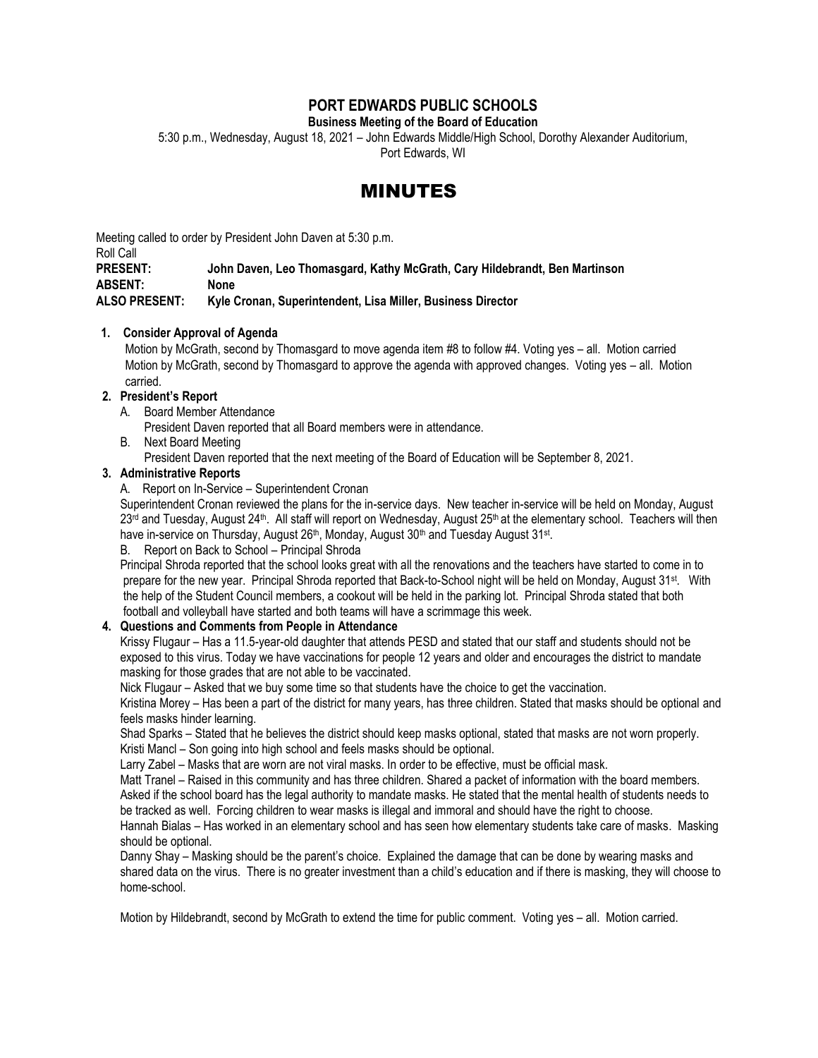# PORT EDWARDS PUBLIC SCHOOLS

**Business Meeting of the Board of Education**

5:30 p.m., Wednesday, August 18, 2021 – John Edwards Middle/High School, Dorothy Alexander Auditorium, Port Edwards, WI

# MINUTES

Meeting called to order by President John Daven at 5:30 p.m.

Roll Call

**PRESENT:** **John Daven, Leo Thomasgard, Kathy McGrath, Cary Hildebrandt, Ben Martinson**
**ABSENT:** **None**
**ALSO PRESENT:** **Kyle Cronan, Superintendent, Lisa Miller, Business Director**

**1. Consider Approval of Agenda**

Motion by McGrath, second by Thomasgard to move agenda item #8 to follow #4. Voting yes – all. Motion carried

Motion by McGrath, second by Thomasgard to approve the agenda with approved changes. Voting yes – all. Motion carried.

**2. President's Report**

A. Board Member Attendance

President Daven reported that all Board members were in attendance.

B. Next Board Meeting

President Daven reported that the next meeting of the Board of Education will be September 8, 2021.

**3. Administrative Reports**

A. Report on In-Service – Superintendent Cronan

Superintendent Cronan reviewed the plans for the in-service days. New teacher in-service will be held on Monday, August 23rd and Tuesday, August 24th. All staff will report on Wednesday, August 25th at the elementary school. Teachers will then have in-service on Thursday, August 26th, Monday, August 30th and Tuesday August 31st.

B. Report on Back to School – Principal Shroda

Principal Shroda reported that the school looks great with all the renovations and the teachers have started to come in to prepare for the new year. Principal Shroda reported that Back-to-School night will be held on Monday, August 31st. With the help of the Student Council members, a cookout will be held in the parking lot. Principal Shroda stated that both football and volleyball have started and both teams will have a scrimmage this week.

**4. Questions and Comments from People in Attendance**

Krissy Flugaur – Has a 11.5-year-old daughter that attends PESD and stated that our staff and students should not be exposed to this virus. Today we have vaccinations for people 12 years and older and encourages the district to mandate masking for those grades that are not able to be vaccinated.

Nick Flugaur – Asked that we buy some time so that students have the choice to get the vaccination.

Kristina Morey – Has been a part of the district for many years, has three children. Stated that masks should be optional and feels masks hinder learning.

Shad Sparks – Stated that he believes the district should keep masks optional, stated that masks are not worn properly.

Kristi Mancl – Son going into high school and feels masks should be optional.

Larry Zabel – Masks that are worn are not viral masks. In order to be effective, must be official mask.

Matt Tranel – Raised in this community and has three children. Shared a packet of information with the board members. Asked if the school board has the legal authority to mandate masks. He stated that the mental health of students needs to be tracked as well. Forcing children to wear masks is illegal and immoral and should have the right to choose.

Hannah Bialas – Has worked in an elementary school and has seen how elementary students take care of masks. Masking should be optional.

Danny Shay – Masking should be the parent's choice. Explained the damage that can be done by wearing masks and shared data on the virus. There is no greater investment than a child's education and if there is masking, they will choose to home-school.

Motion by Hildebrandt, second by McGrath to extend the time for public comment. Voting yes – all. Motion carried.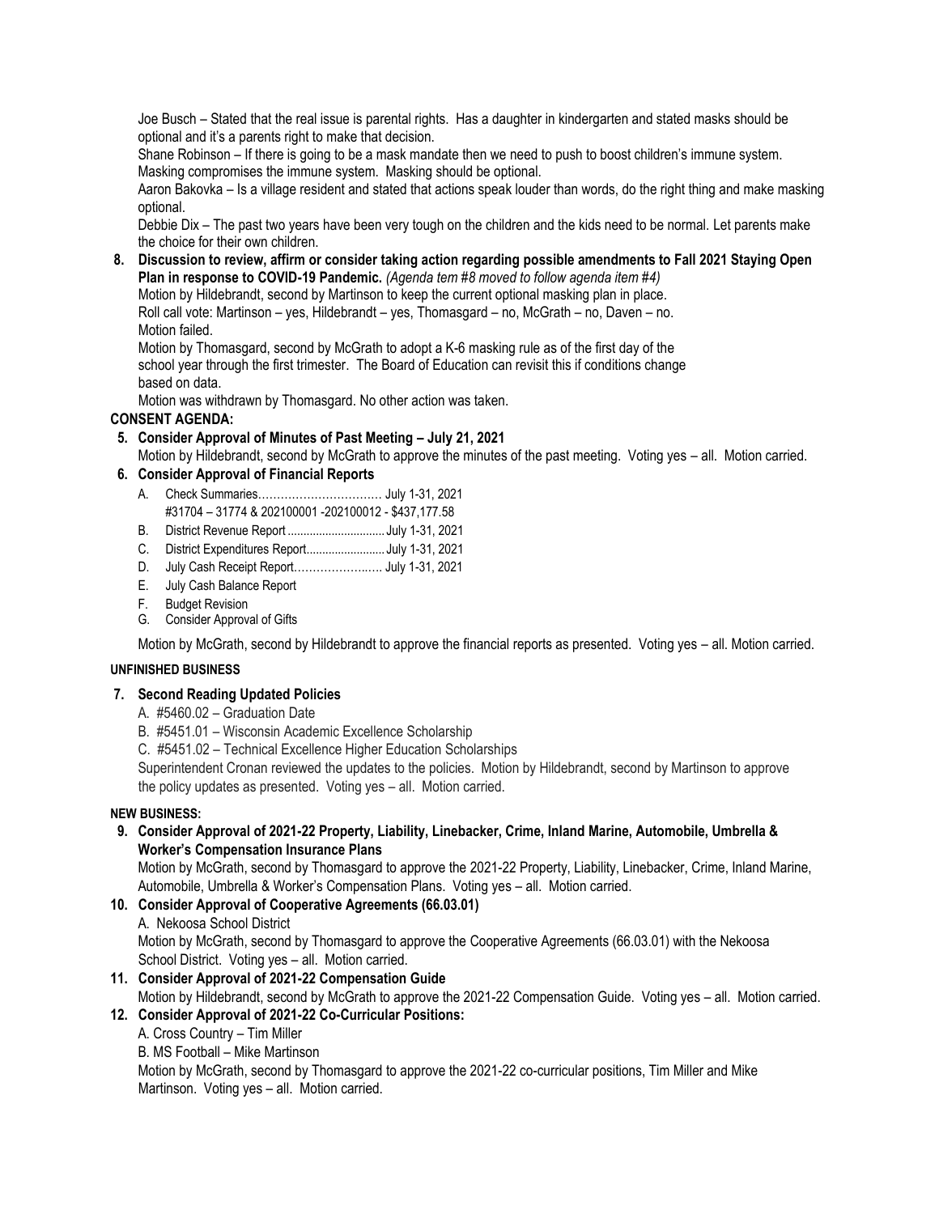Joe Busch – Stated that the real issue is parental rights. Has a daughter in kindergarten and stated masks should be optional and it's a parents right to make that decision.

Shane Robinson – If there is going to be a mask mandate then we need to push to boost children's immune system. Masking compromises the immune system. Masking should be optional.

Aaron Bakovka – Is a village resident and stated that actions speak louder than words, do the right thing and make masking optional.

Debbie Dix – The past two years have been very tough on the children and the kids need to be normal. Let parents make the choice for their own children.

**8. Discussion to review, affirm or consider taking action regarding possible amendments to Fall 2021 Staying Open Plan in response to COVID-19 Pandemic.** *(Agenda tem #8 moved to follow agenda item #4)*

Motion by Hildebrandt, second by Martinson to keep the current optional masking plan in place.
Roll call vote: Martinson – yes, Hildebrandt – yes, Thomasgard – no, McGrath – no, Daven – no.
Motion failed.

Motion by Thomasgard, second by McGrath to adopt a K-6 masking rule as of the first day of the school year through the first trimester. The Board of Education can revisit this if conditions change based on data.

Motion was withdrawn by Thomasgard. No other action was taken.

**CONSENT AGENDA:**

**5. Consider Approval of Minutes of Past Meeting – July 21, 2021**

Motion by Hildebrandt, second by McGrath to approve the minutes of the past meeting. Voting yes – all. Motion carried.

**6. Consider Approval of Financial Reports**

A. Check Summaries…………………………… July 1-31, 2021
   #31704 – 31774 & 202100001 -202100012 - $437,177.58
B. District Revenue Report ............................... July 1-31, 2021
C. District Expenditures Report......................... July 1-31, 2021
D. July Cash Receipt Report………………….. July 1-31, 2021
E. July Cash Balance Report
F. Budget Revision
G. Consider Approval of Gifts

Motion by McGrath, second by Hildebrandt to approve the financial reports as presented. Voting yes – all. Motion carried.

**UNFINISHED BUSINESS**

**7. Second Reading Updated Policies**

A. #5460.02 – Graduation Date
B. #5451.01 – Wisconsin Academic Excellence Scholarship
C. #5451.02 – Technical Excellence Higher Education Scholarships

Superintendent Cronan reviewed the updates to the policies. Motion by Hildebrandt, second by Martinson to approve the policy updates as presented. Voting yes – all. Motion carried.

**NEW BUSINESS:**

**9. Consider Approval of 2021-22 Property, Liability, Linebacker, Crime, Inland Marine, Automobile, Umbrella & Worker's Compensation Insurance Plans**

Motion by McGrath, second by Thomasgard to approve the 2021-22 Property, Liability, Linebacker, Crime, Inland Marine, Automobile, Umbrella & Worker's Compensation Plans. Voting yes – all. Motion carried.

**10. Consider Approval of Cooperative Agreements (66.03.01)**

A. Nekoosa School District

Motion by McGrath, second by Thomasgard to approve the Cooperative Agreements (66.03.01) with the Nekoosa School District. Voting yes – all. Motion carried.

**11. Consider Approval of 2021-22 Compensation Guide**

Motion by Hildebrandt, second by McGrath to approve the 2021-22 Compensation Guide. Voting yes – all. Motion carried.

**12. Consider Approval of 2021-22 Co-Curricular Positions:**

A. Cross Country – Tim Miller
B. MS Football – Mike Martinson

Motion by McGrath, second by Thomasgard to approve the 2021-22 co-curricular positions, Tim Miller and Mike Martinson. Voting yes – all. Motion carried.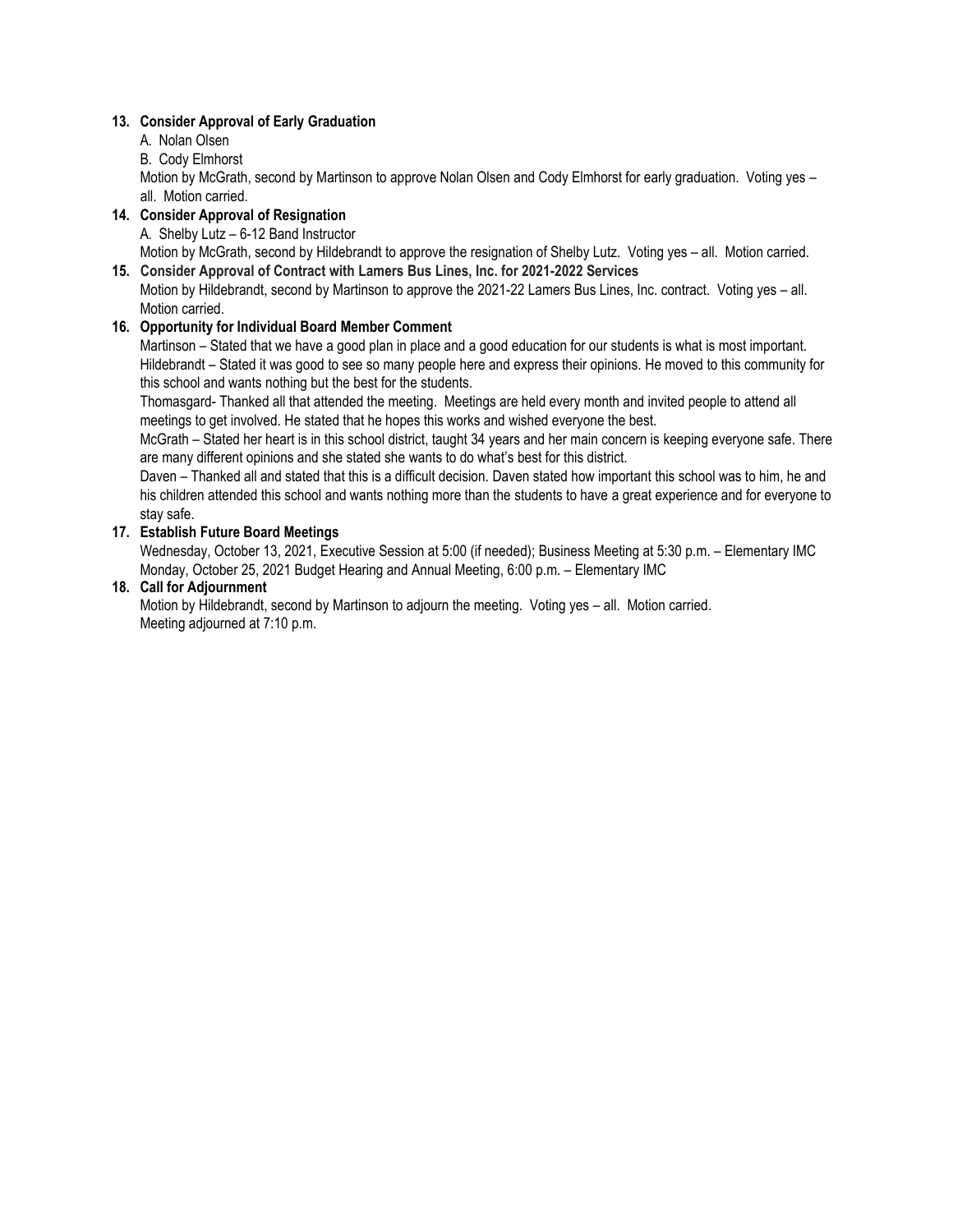**13. Consider Approval of Early Graduation**

A. Nolan Olsen

B. Cody Elmhorst

Motion by McGrath, second by Martinson to approve Nolan Olsen and Cody Elmhorst for early graduation. Voting yes – all. Motion carried.

**14. Consider Approval of Resignation**

A. Shelby Lutz – 6-12 Band Instructor

Motion by McGrath, second by Hildebrandt to approve the resignation of Shelby Lutz. Voting yes – all. Motion carried.

**15. Consider Approval of Contract with Lamers Bus Lines, Inc. for 2021-2022 Services**

Motion by Hildebrandt, second by Martinson to approve the 2021-22 Lamers Bus Lines, Inc. contract. Voting yes – all. Motion carried.

**16. Opportunity for Individual Board Member Comment**

Martinson – Stated that we have a good plan in place and a good education for our students is what is most important.

Hildebrandt – Stated it was good to see so many people here and express their opinions. He moved to this community for this school and wants nothing but the best for the students.

Thomasgard- Thanked all that attended the meeting. Meetings are held every month and invited people to attend all meetings to get involved. He stated that he hopes this works and wished everyone the best.

McGrath – Stated her heart is in this school district, taught 34 years and her main concern is keeping everyone safe. There are many different opinions and she stated she wants to do what's best for this district.

Daven – Thanked all and stated that this is a difficult decision. Daven stated how important this school was to him, he and his children attended this school and wants nothing more than the students to have a great experience and for everyone to stay safe.

**17. Establish Future Board Meetings**

Wednesday, October 13, 2021, Executive Session at 5:00 (if needed); Business Meeting at 5:30 p.m. – Elementary IMC

Monday, October 25, 2021 Budget Hearing and Annual Meeting, 6:00 p.m. – Elementary IMC

**18. Call for Adjournment**

Motion by Hildebrandt, second by Martinson to adjourn the meeting. Voting yes – all. Motion carried.

Meeting adjourned at 7:10 p.m.